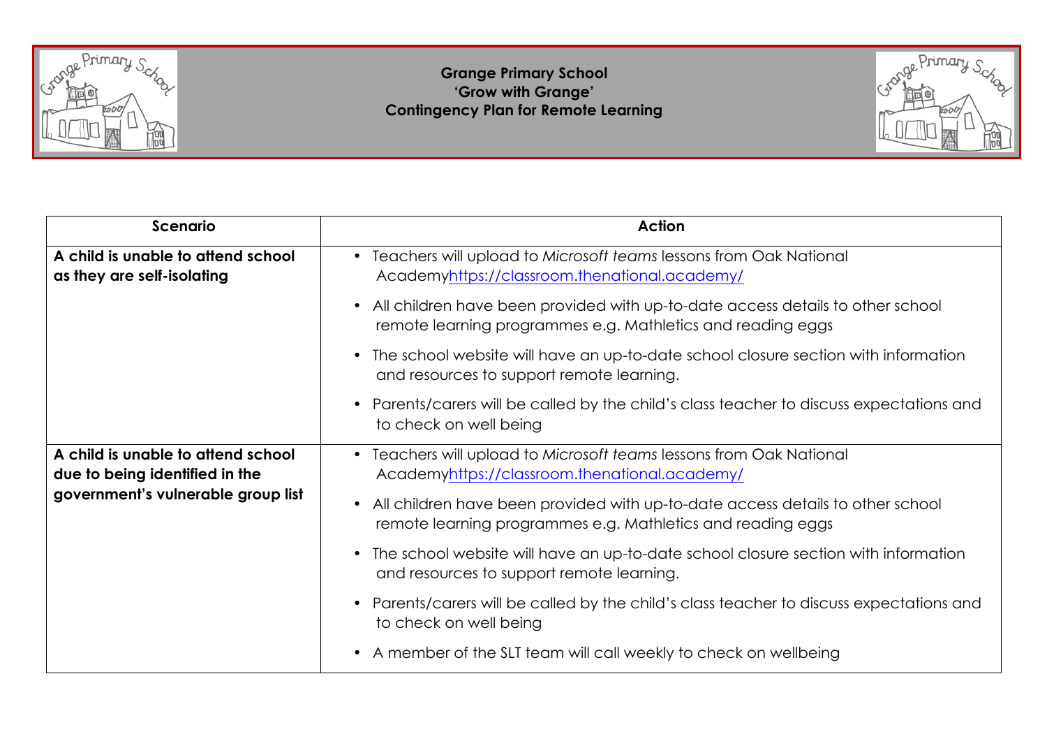# Grange Primary School
## 'Grow with Grange'
## Contingency Plan for Remote Learning

| Scenario | Action |
|---|---|
| **A child is unable to attend school as they are self-isolating** | • Teachers will upload to *Microsoft teams* lessons from Oak National Academy https://classroom.thenational.academy/ <br> • All children have been provided with up-to-date access details to other school remote learning programmes e.g. Mathletics and reading eggs <br> • The school website will have an up-to-date school closure section with information and resources to support remote learning. <br> • Parents/carers will be called by the child's class teacher to discuss expectations and to check on well being |
| **A child is unable to attend school due to being identified in the government's vulnerable group list** | • Teachers will upload to *Microsoft teams* lessons from Oak National Academy https://classroom.thenational.academy/ <br> • All children have been provided with up-to-date access details to other school remote learning programmes e.g. Mathletics and reading eggs <br> • The school website will have an up-to-date school closure section with information and resources to support remote learning. <br> • Parents/carers will be called by the child's class teacher to discuss expectations and to check on well being <br> • A member of the SLT team will call weekly to check on wellbeing |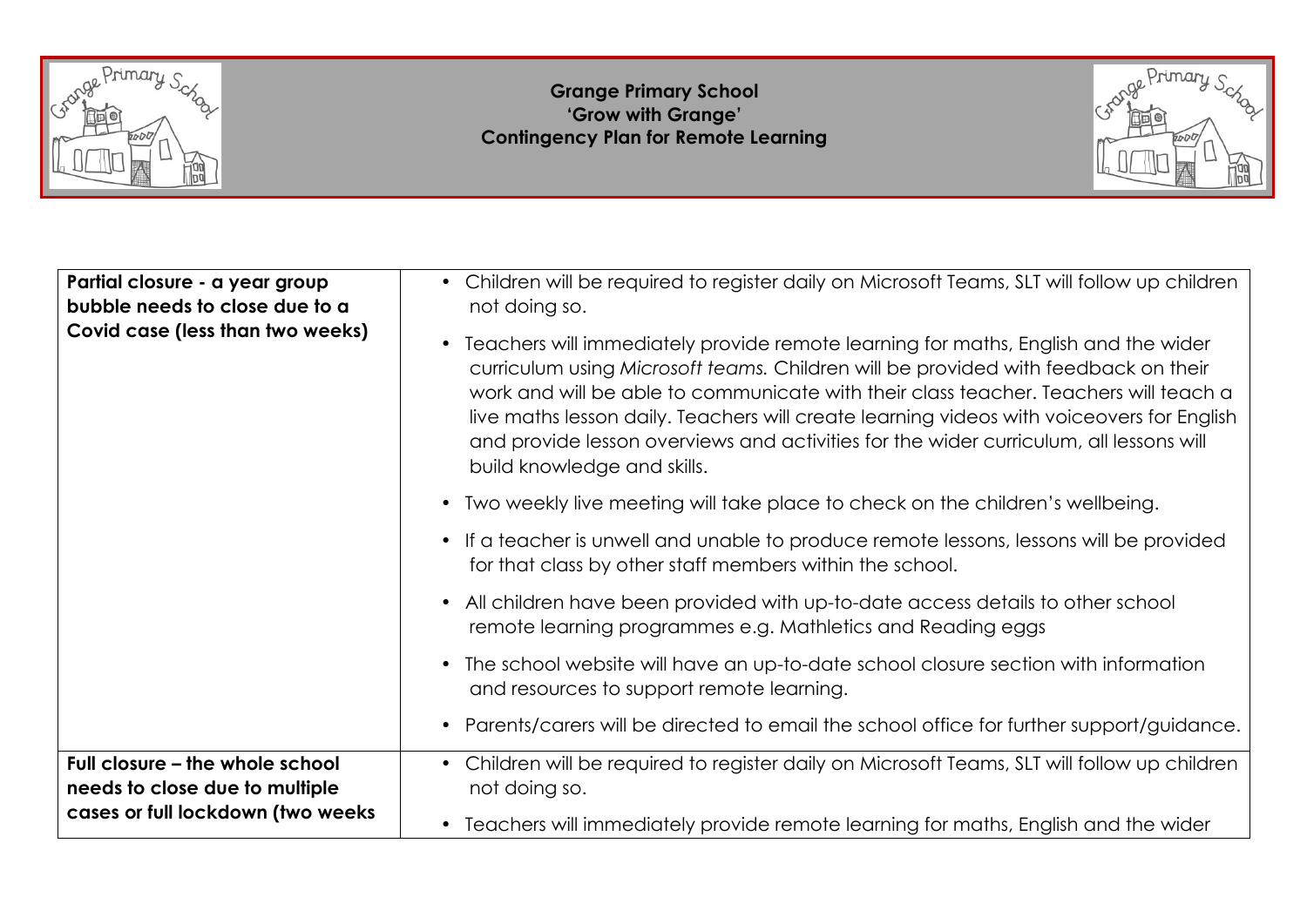**Grange Primary School**
**'Grow with Grange'**
**Contingency Plan for Remote Learning**

| | |
|---|---|
| **Partial closure - a year group bubble needs to close due to a Covid case (less than two weeks)** | • Children will be required to register daily on Microsoft Teams, SLT will follow up children not doing so.<br>• Teachers will immediately provide remote learning for maths, English and the wider curriculum using *Microsoft teams.* Children will be provided with feedback on their work and will be able to communicate with their class teacher. Teachers will teach a live maths lesson daily. Teachers will create learning videos with voiceovers for English and provide lesson overviews and activities for the wider curriculum, all lessons will build knowledge and skills.<br>• Two weekly live meeting will take place to check on the children's wellbeing.<br>• If a teacher is unwell and unable to produce remote lessons, lessons will be provided for that class by other staff members within the school.<br>• All children have been provided with up-to-date access details to other school remote learning programmes e.g. Mathletics and Reading eggs<br>• The school website will have an up-to-date school closure section with information and resources to support remote learning.<br>• Parents/carers will be directed to email the school office for further support/guidance. |
| **Full closure – the whole school needs to close due to multiple cases or full lockdown (two weeks** | • Children will be required to register daily on Microsoft Teams, SLT will follow up children not doing so.<br>• Teachers will immediately provide remote learning for maths, English and the wider |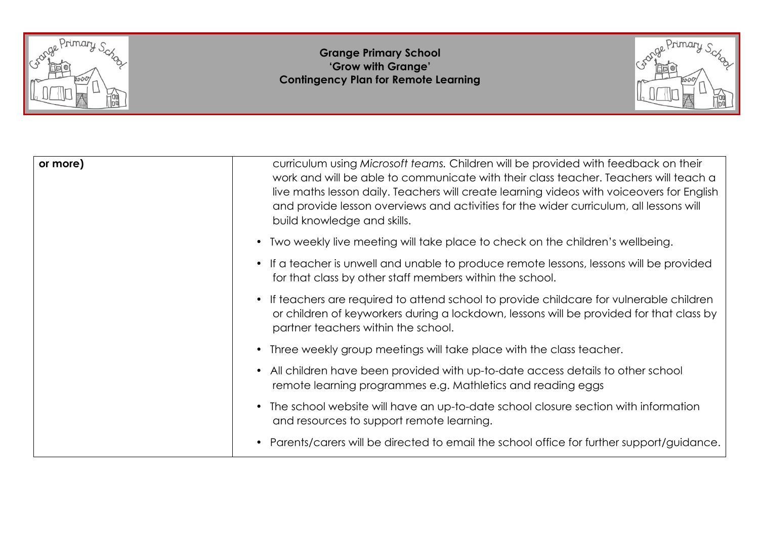| | |
|---|---|
| **or more)** | curriculum using *Microsoft teams.* Children will be provided with feedback on their work and will be able to communicate with their class teacher. Teachers will teach a live maths lesson daily. Teachers will create learning videos with voiceovers for English and provide lesson overviews and activities for the wider curriculum, all lessons will build knowledge and skills.<br>• Two weekly live meeting will take place to check on the children's wellbeing.<br>• If a teacher is unwell and unable to produce remote lessons, lessons will be provided for that class by other staff members within the school.<br>• If teachers are required to attend school to provide childcare for vulnerable children or children of keyworkers during a lockdown, lessons will be provided for that class by partner teachers within the school.<br>• Three weekly group meetings will take place with the class teacher.<br>• All children have been provided with up-to-date access details to other school remote learning programmes e.g. Mathletics and reading eggs<br>• The school website will have an up-to-date school closure section with information and resources to support remote learning.<br>• Parents/carers will be directed to email the school office for further support/guidance. |